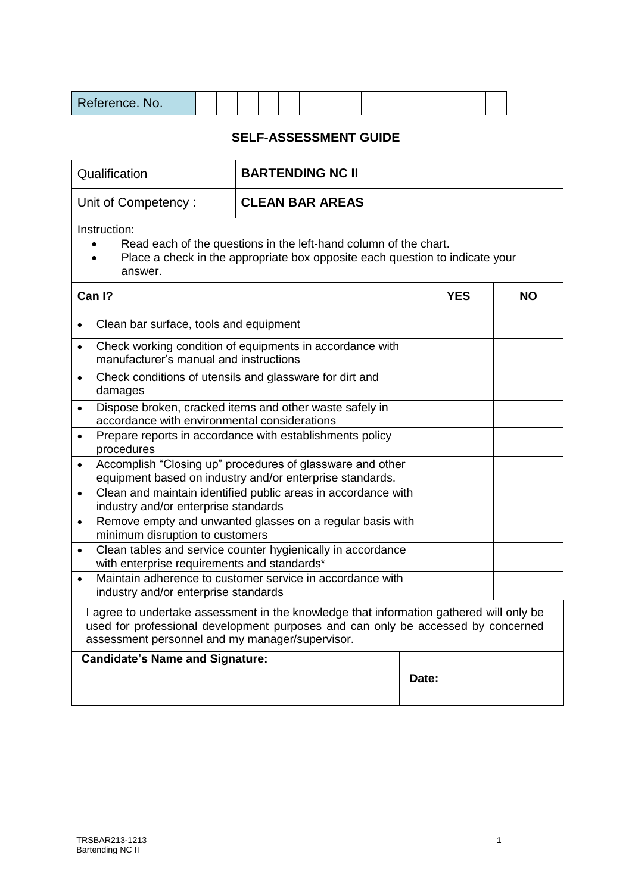| Reference. No. | | | | | | | | | | | | | | | |
|---|---|---|---|---|---|---|---|---|---|---|---|---|---|---|---|

## SELF-ASSESSMENT GUIDE

| Qualification | **BARTENDING NC II** |
|---|---|
| Unit of Competency : | **CLEAN BAR AREAS** |

Instruction:

- Read each of the questions in the left-hand column of the chart.
- Place a check in the appropriate box opposite each question to indicate your answer.

| **Can I?** | **YES** | **NO** |
|---|---|---|
| • Clean bar surface, tools and equipment | | |
| • Check working condition of equipments in accordance with manufacturer's manual and instructions | | |
| • Check conditions of utensils and glassware for dirt and damages | | |
| • Dispose broken, cracked items and other waste safely in accordance with environmental considerations | | |
| • Prepare reports in accordance with establishments policy procedures | | |
| • Accomplish "Closing up" procedures of glassware and other equipment based on industry and/or enterprise standards. | | |
| • Clean and maintain identified public areas in accordance with industry and/or enterprise standards | | |
| • Remove empty and unwanted glasses on a regular basis with minimum disruption to customers | | |
| • Clean tables and service counter hygienically in accordance with enterprise requirements and standards* | | |
| • Maintain adherence to customer service in accordance with industry and/or enterprise standards | | |

I agree to undertake assessment in the knowledge that information gathered will only be used for professional development purposes and can only be accessed by concerned assessment personnel and my manager/supervisor.

| **Candidate's Name and Signature:** | **Date:** |
|---|---|
| | |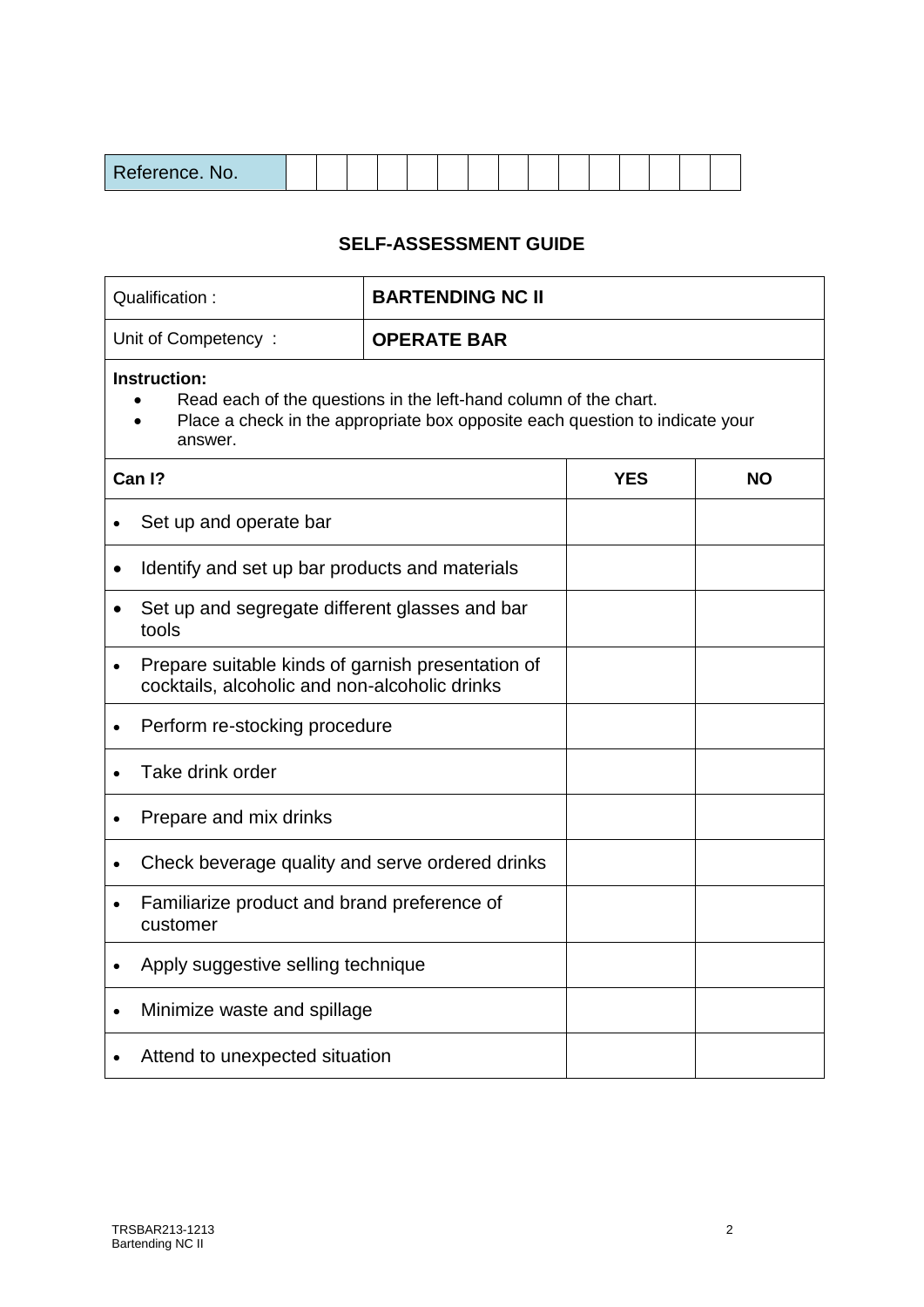| Reference. No. | | | | | | | | | | | | | | | |
|---|---|---|---|---|---|---|---|---|---|---|---|---|---|---|---|

## SELF-ASSESSMENT GUIDE

| Qualification : | **BARTENDING NC II** |
|---|---|
| Unit of Competency : | **OPERATE BAR** |

**Instruction:**

- Read each of the questions in the left-hand column of the chart.
- Place a check in the appropriate box opposite each question to indicate your answer.

| **Can I?** | **YES** | **NO** |
|---|---|---|
| • Set up and operate bar | | |
| • Identify and set up bar products and materials | | |
| • Set up and segregate different glasses and bar tools | | |
| • Prepare suitable kinds of garnish presentation of cocktails, alcoholic and non-alcoholic drinks | | |
| • Perform re-stocking procedure | | |
| • Take drink order | | |
| • Prepare and mix drinks | | |
| • Check beverage quality and serve ordered drinks | | |
| • Familiarize product and brand preference of customer | | |
| • Apply suggestive selling technique | | |
| • Minimize waste and spillage | | |
| • Attend to unexpected situation | | |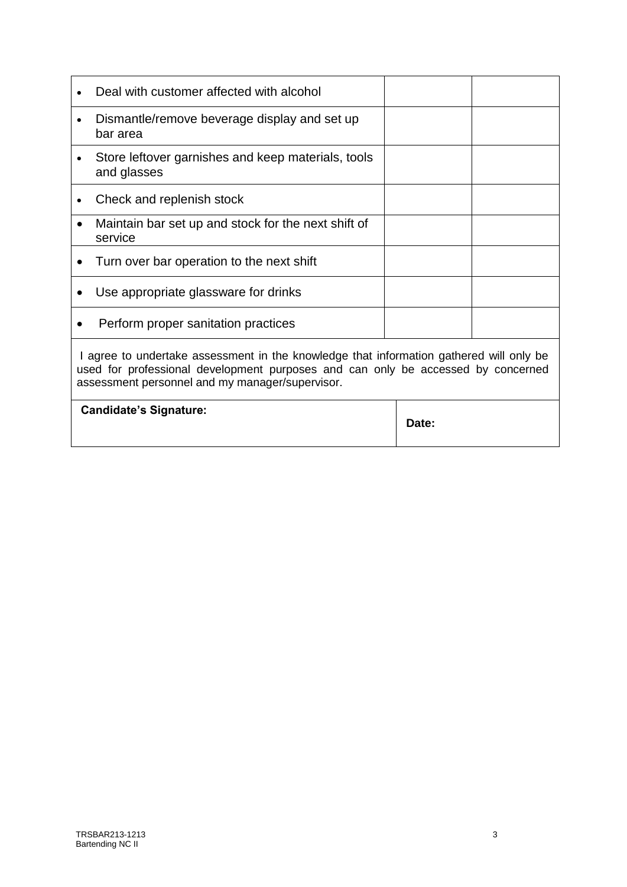| | | |
|---|---|---|
| • Deal with customer affected with alcohol | | |
| • Dismantle/remove beverage display and set up bar area | | |
| • Store leftover garnishes and keep materials, tools and glasses | | |
| • Check and replenish stock | | |
| • Maintain bar set up and stock for the next shift of service | | |
| • Turn over bar operation to the next shift | | |
| • Use appropriate glassware for drinks | | |
| • Perform proper sanitation practices | | |

I agree to undertake assessment in the knowledge that information gathered will only be used for professional development purposes and can only be accessed by concerned assessment personnel and my manager/supervisor.

| **Candidate's Signature:** | **Date:** |
|---|---|
| | |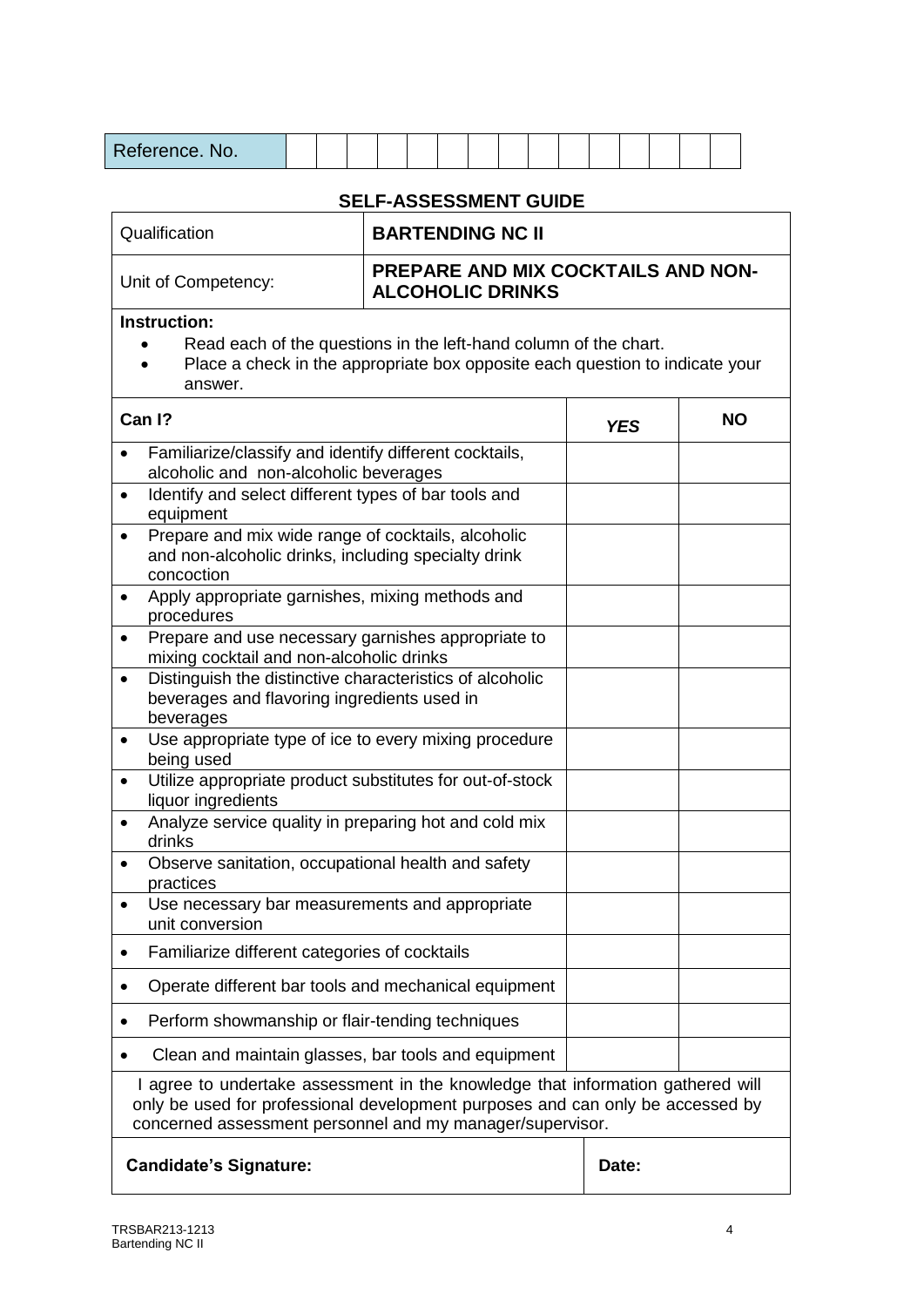| Reference. No. | | | | | | | | | | | | | | | |
|---|---|---|---|---|---|---|---|---|---|---|---|---|---|---|---|

## SELF-ASSESSMENT GUIDE

| Qualification | **BARTENDING NC II** |
|---|---|
| Unit of Competency: | **PREPARE AND MIX COCKTAILS AND NON-ALCOHOLIC DRINKS** |

**Instruction:**

- Read each of the questions in the left-hand column of the chart.
- Place a check in the appropriate box opposite each question to indicate your answer.

| **Can I?** | ***YES*** | **NO** |
|---|---|---|
| • Familiarize/classify and identify different cocktails, alcoholic and non-alcoholic beverages | | |
| • Identify and select different types of bar tools and equipment | | |
| • Prepare and mix wide range of cocktails, alcoholic and non-alcoholic drinks, including specialty drink concoction | | |
| • Apply appropriate garnishes, mixing methods and procedures | | |
| • Prepare and use necessary garnishes appropriate to mixing cocktail and non-alcoholic drinks | | |
| • Distinguish the distinctive characteristics of alcoholic beverages and flavoring ingredients used in beverages | | |
| • Use appropriate type of ice to every mixing procedure being used | | |
| • Utilize appropriate product substitutes for out-of-stock liquor ingredients | | |
| • Analyze service quality in preparing hot and cold mix drinks | | |
| • Observe sanitation, occupational health and safety practices | | |
| • Use necessary bar measurements and appropriate unit conversion | | |
| • Familiarize different categories of cocktails | | |
| • Operate different bar tools and mechanical equipment | | |
| • Perform showmanship or flair-tending techniques | | |
| • Clean and maintain glasses, bar tools and equipment | | |

I agree to undertake assessment in the knowledge that information gathered will only be used for professional development purposes and can only be accessed by concerned assessment personnel and my manager/supervisor.

| **Candidate's Signature:** | **Date:** |
|---|---|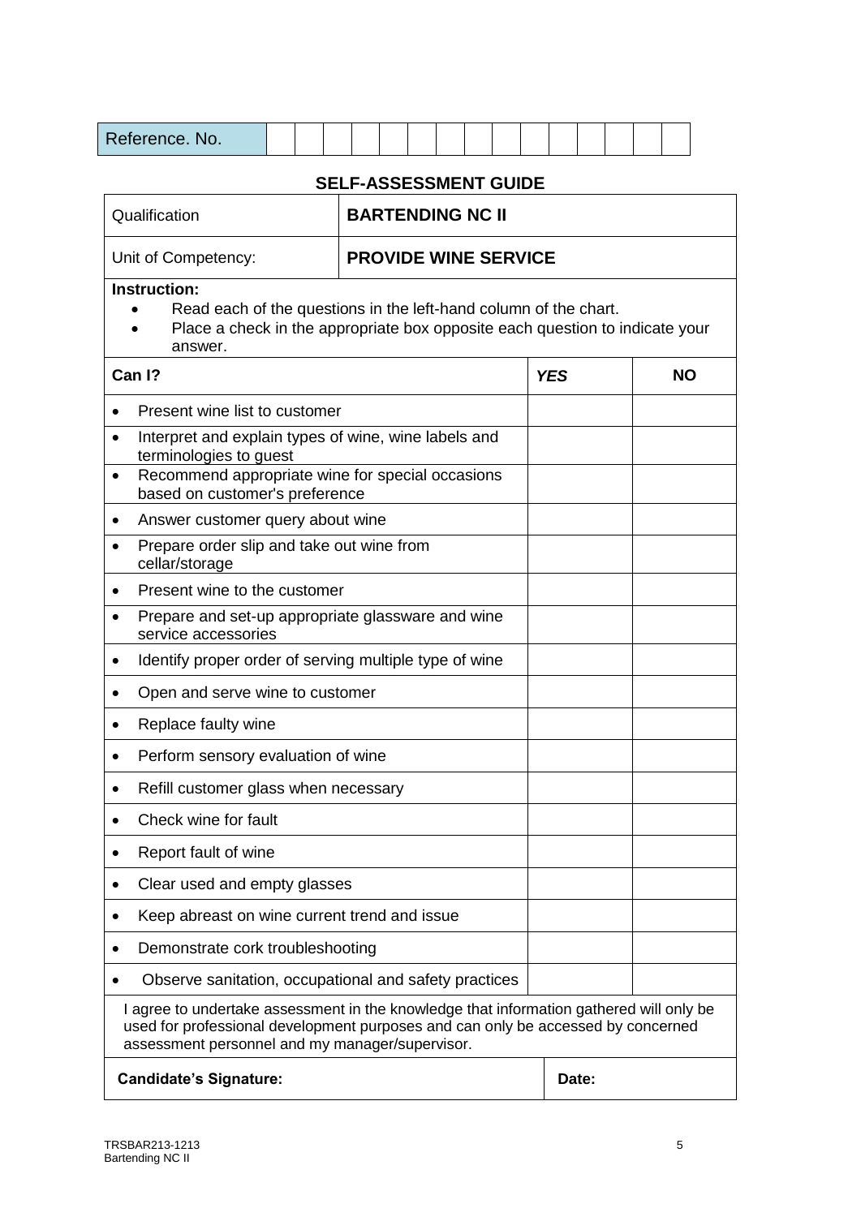| Reference. No. | | | | | | | | | | | | | | | |
|---|---|---|---|---|---|---|---|---|---|---|---|---|---|---|---|

## SELF-ASSESSMENT GUIDE

| Qualification | **BARTENDING NC II** |
|---|---|
| Unit of Competency: | **PROVIDE WINE SERVICE** |

**Instruction:**

- Read each of the questions in the left-hand column of the chart.
- Place a check in the appropriate box opposite each question to indicate your answer.

| **Can I?** | ***YES*** | **NO** |
|---|---|---|
| • Present wine list to customer | | |
| • Interpret and explain types of wine, wine labels and terminologies to guest | | |
| • Recommend appropriate wine for special occasions based on customer's preference | | |
| • Answer customer query about wine | | |
| • Prepare order slip and take out wine from cellar/storage | | |
| • Present wine to the customer | | |
| • Prepare and set-up appropriate glassware and wine service accessories | | |
| • Identify proper order of serving multiple type of wine | | |
| • Open and serve wine to customer | | |
| • Replace faulty wine | | |
| • Perform sensory evaluation of wine | | |
| • Refill customer glass when necessary | | |
| • Check wine for fault | | |
| • Report fault of wine | | |
| • Clear used and empty glasses | | |
| • Keep abreast on wine current trend and issue | | |
| • Demonstrate cork troubleshooting | | |
| • Observe sanitation, occupational and safety practices | | |

I agree to undertake assessment in the knowledge that information gathered will only be used for professional development purposes and can only be accessed by concerned assessment personnel and my manager/supervisor.

| **Candidate's Signature:** | **Date:** |
|---|---|